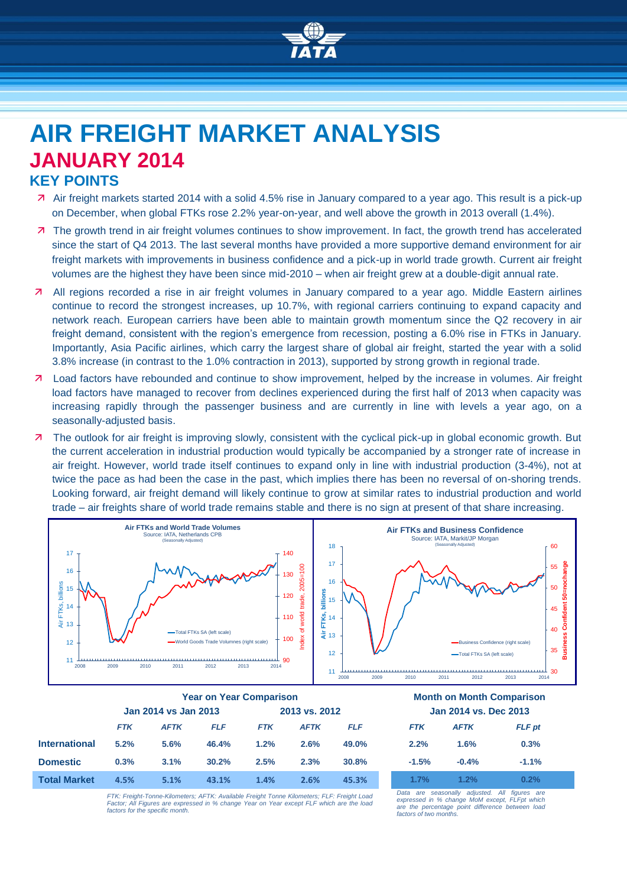# AIR FREIGHT MARKET ANALYSIS

## JANUARY 2014

### KEY POINTS

- Air freight markets started 2014 with a solid 4.5% rise in January compared to a year ago. This result is a pick-up on December, when global FTKs rose 2.2% year-on-year, and well above the growth in 2013 overall (1.4%).
- The growth trend in air freight volumes continues to show improvement. In fact, the growth trend has accelerated since the start of Q4 2013. The last several months have provided a more supportive demand environment for air freight markets with improvements in business confidence and a pick-up in world trade growth. Current air freight volumes are the highest they have been since mid-2010 – when air freight grew at a double-digit annual rate.
- All regions recorded a rise in air freight volumes in January compared to a year ago. Middle Eastern airlines continue to record the strongest increases, up 10.7%, with regional carriers continuing to expand capacity and network reach. European carriers have been able to maintain growth momentum since the Q2 recovery in air freight demand, consistent with the region's emergence from recession, posting a 6.0% rise in FTKs in January. Importantly, Asia Pacific airlines, which carry the largest share of global air freight, started the year with a solid 3.8% increase (in contrast to the 1.0% contraction in 2013), supported by strong growth in regional trade.
- Load factors have rebounded and continue to show improvement, helped by the increase in volumes. Air freight load factors have managed to recover from declines experienced during the first half of 2013 when capacity was increasing rapidly through the passenger business and are currently in line with levels a year ago, on a seasonally-adjusted basis.
- The outlook for air freight is improving slowly, consistent with the cyclical pick-up in global economic growth. But the current acceleration in industrial production would typically be accompanied by a stronger rate of increase in air freight. However, world trade itself continues to expand only in line with industrial production (3-4%), not at twice the pace as had been the case in the past, which implies there has been no reversal of on-shoring trends. Looking forward, air freight demand will likely continue to grow at similar rates to industrial production and world trade – air freights share of world trade remains stable and there is no sign at present of that share increasing.

**Air FTKs and World Trade Volumes**
Source: IATA, Netherlands CPB
(Seasonally Adjusted)
Air FTKs, billions
Index of world trade, 2005=100
Total FTKs SA (left scale)
World Goods Trade Volumes (right scale)
2008 2009 2010 2011 2012 2013 2014

**Air FTKs and Business Confidence**
Source: IATA, Markit/JP Morgan
(Seasonally Adjusted)
Air FTKs, billions
Business Confident 50=nochange
Business Confidence (right scale)
Total FTKs SA (left scale)
2008 2009 2010 2011 2012 2013 2014

| | Year on Year Comparison | | | | | | Month on Month Comparison | | |
|---|---|---|---|---|---|---|---|---|---|
| | Jan 2014 vs Jan 2013 | | | 2013 vs. 2012 | | | Jan 2014 vs. Dec 2013 | | |
| | *FTK* | *AFTK* | *FLF* | *FTK* | *AFTK* | *FLF* | *FTK* | *AFTK* | *FLF pt* |
| **International** | 5.2% | 5.6% | 46.4% | 1.2% | 2.6% | 49.0% | 2.2% | 1.6% | 0.3% |
| **Domestic** | 0.3% | 3.1% | 30.2% | 2.5% | 2.3% | 30.8% | -1.5% | -0.4% | -1.1% |
| **Total Market** | 4.5% | 5.1% | 43.1% | 1.4% | 2.6% | 45.3% | 1.7% | 1.2% | 0.2% |

*FTK: Freight-Tonne-Kilometers; AFTK: Available Freight Tonne Kilometers; FLF: Freight Load Factor; All Figures are expressed in % change Year on Year except FLF which are the load factors for the specific month.*

*Data are seasonally adjusted. All figures are expressed in % change MoM except, FLFpt which are the percentage point difference between load factors of two months.*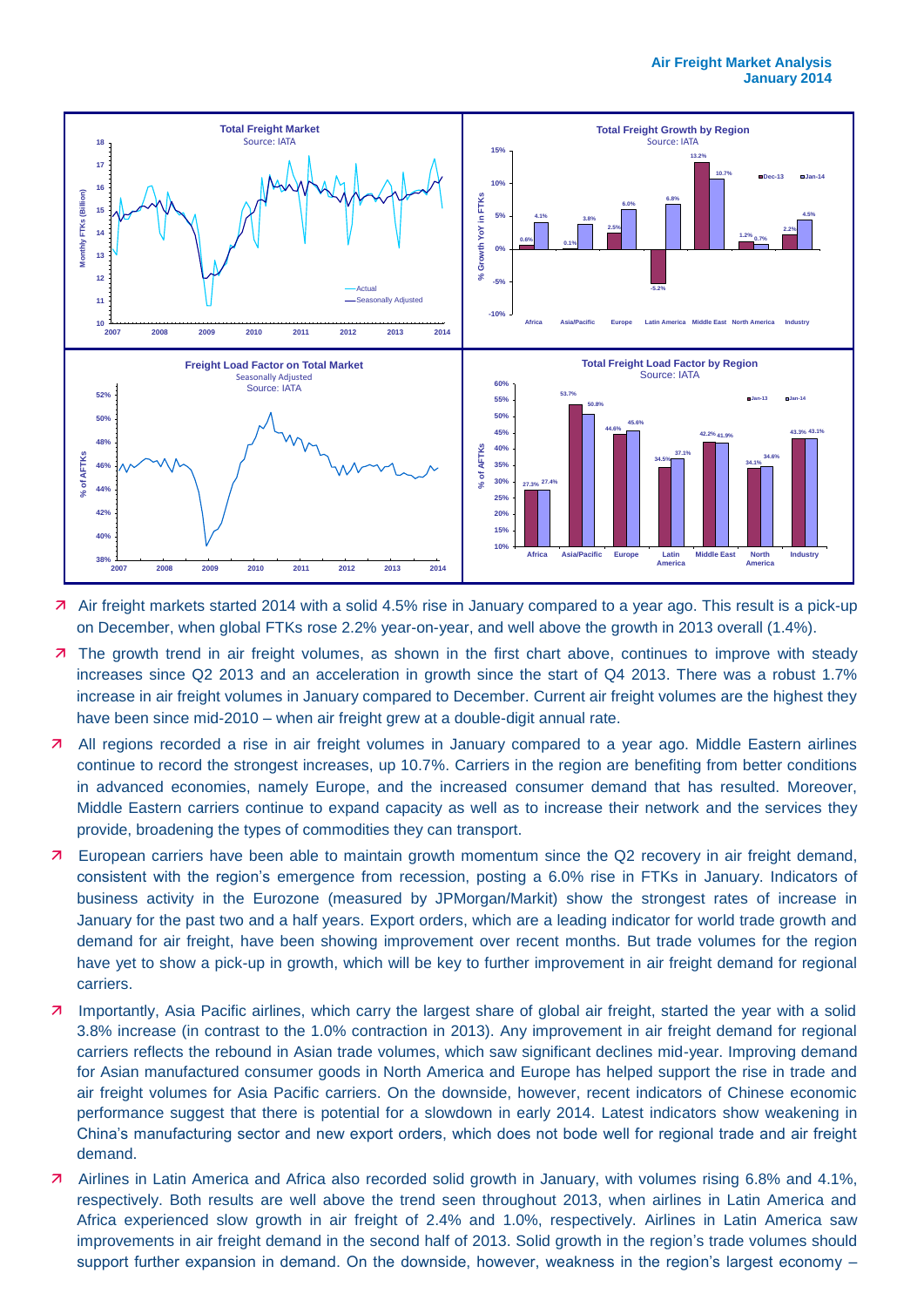**Total Freight Market**
Source: IATA

Monthly FTKs (Billion)

18
17
16
15
14
13
12
11
10

2007 2008 2009 2010 2011 2012 2013 2014

Actual
Seasonally Adjusted

**Total Freight Growth by Region**
Source: IATA

% Growth YoY in FTKs

15%
10%
5%
0%
-5%
-10%

Dec-13 Jan-14

0.6% 4.1% 0.1% 3.8% 2.5% 6.0% -5.2% 6.8% 13.2% 10.7% 1.2% 0.7% 2.2% 4.5%

Africa Asia/Pacific Europe Latin America Middle East North America Industry

**Freight Load Factor on Total Market**
Seasonally Adjusted
Source: IATA

% of AFTKs

52%
50%
48%
46%
44%
42%
40%
38%

2007 2008 2009 2010 2011 2012 2013 2014

**Total Freight Load Factor by Region**
Source: IATA

% of AFTKs

60%
55%
50%
45%
40%
35%
30%
25%
20%
15%
10%

Jan-13 Jan-14

27.3% 27.4% 53.7% 50.8% 44.6% 45.6% 34.5% 37.1% 42.2% 41.9% 34.1% 34.6% 43.3% 43.1%

Africa Asia/Pacific Europe Latin America Middle East North America Industry

- Air freight markets started 2014 with a solid 4.5% rise in January compared to a year ago. This result is a pick-up on December, when global FTKs rose 2.2% year-on-year, and well above the growth in 2013 overall (1.4%).
- The growth trend in air freight volumes, as shown in the first chart above, continues to improve with steady increases since Q2 2013 and an acceleration in growth since the start of Q4 2013. There was a robust 1.7% increase in air freight volumes in January compared to December. Current air freight volumes are the highest they have been since mid-2010 – when air freight grew at a double-digit annual rate.
- All regions recorded a rise in air freight volumes in January compared to a year ago. Middle Eastern airlines continue to record the strongest increases, up 10.7%. Carriers in the region are benefiting from better conditions in advanced economies, namely Europe, and the increased consumer demand that has resulted. Moreover, Middle Eastern carriers continue to expand capacity as well as to increase their network and the services they provide, broadening the types of commodities they can transport.
- European carriers have been able to maintain growth momentum since the Q2 recovery in air freight demand, consistent with the region's emergence from recession, posting a 6.0% rise in FTKs in January. Indicators of business activity in the Eurozone (measured by JPMorgan/Markit) show the strongest rates of increase in January for the past two and a half years. Export orders, which are a leading indicator for world trade growth and demand for air freight, have been showing improvement over recent months. But trade volumes for the region have yet to show a pick-up in growth, which will be key to further improvement in air freight demand for regional carriers.
- Importantly, Asia Pacific airlines, which carry the largest share of global air freight, started the year with a solid 3.8% increase (in contrast to the 1.0% contraction in 2013). Any improvement in air freight demand for regional carriers reflects the rebound in Asian trade volumes, which saw significant declines mid-year. Improving demand for Asian manufactured consumer goods in North America and Europe has helped support the rise in trade and air freight volumes for Asia Pacific carriers. On the downside, however, recent indicators of Chinese economic performance suggest that there is potential for a slowdown in early 2014. Latest indicators show weakening in China's manufacturing sector and new export orders, which does not bode well for regional trade and air freight demand.
- Airlines in Latin America and Africa also recorded solid growth in January, with volumes rising 6.8% and 4.1%, respectively. Both results are well above the trend seen throughout 2013, when airlines in Latin America and Africa experienced slow growth in air freight of 2.4% and 1.0%, respectively. Airlines in Latin America saw improvements in air freight demand in the second half of 2013. Solid growth in the region's trade volumes should support further expansion in demand. On the downside, however, weakness in the region's largest economy –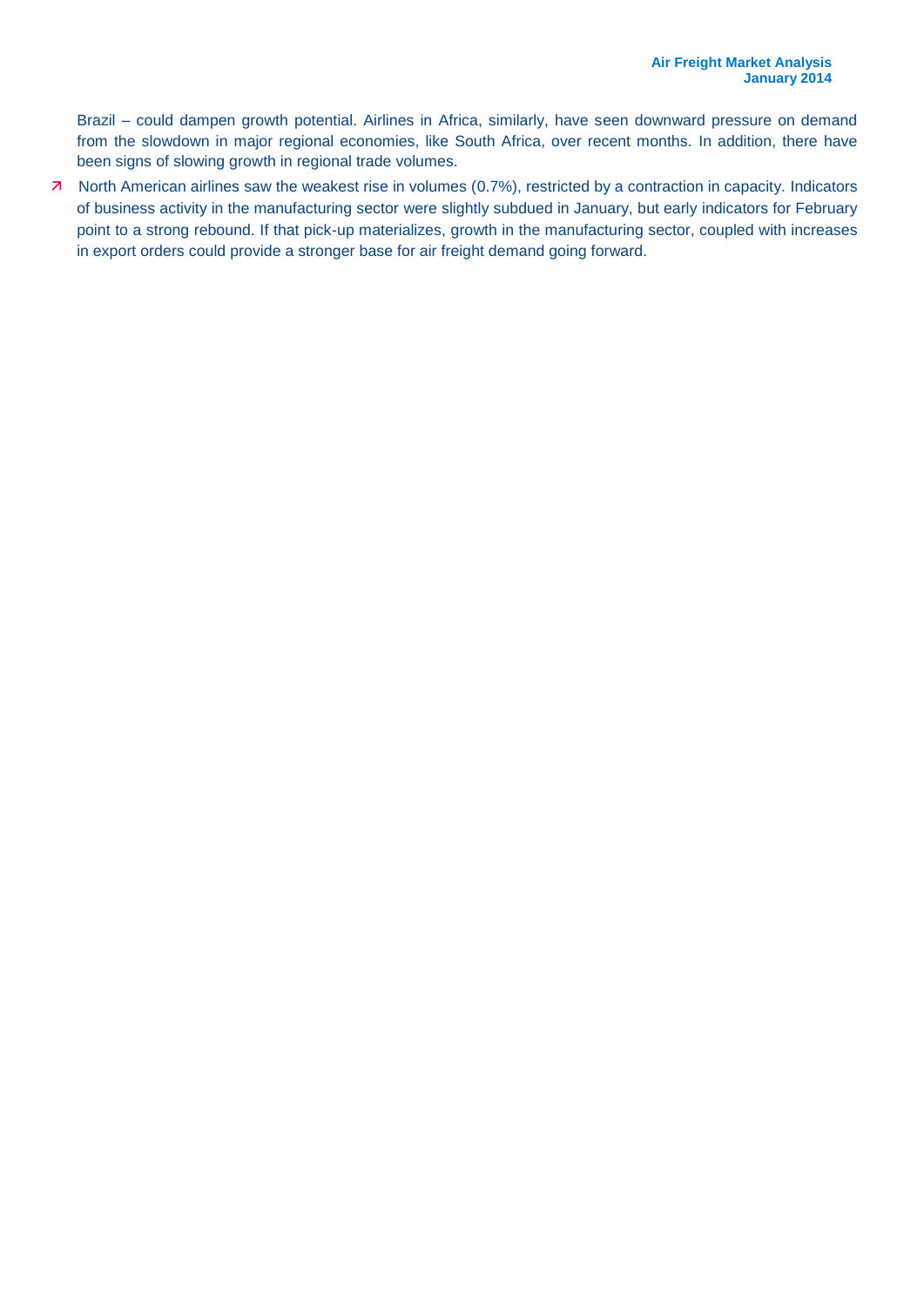Brazil – could dampen growth potential. Airlines in Africa, similarly, have seen downward pressure on demand from the slowdown in major regional economies, like South Africa, over recent months. In addition, there have been signs of slowing growth in regional trade volumes.

- North American airlines saw the weakest rise in volumes (0.7%), restricted by a contraction in capacity. Indicators of business activity in the manufacturing sector were slightly subdued in January, but early indicators for February point to a strong rebound. If that pick-up materializes, growth in the manufacturing sector, coupled with increases in export orders could provide a stronger base for air freight demand going forward.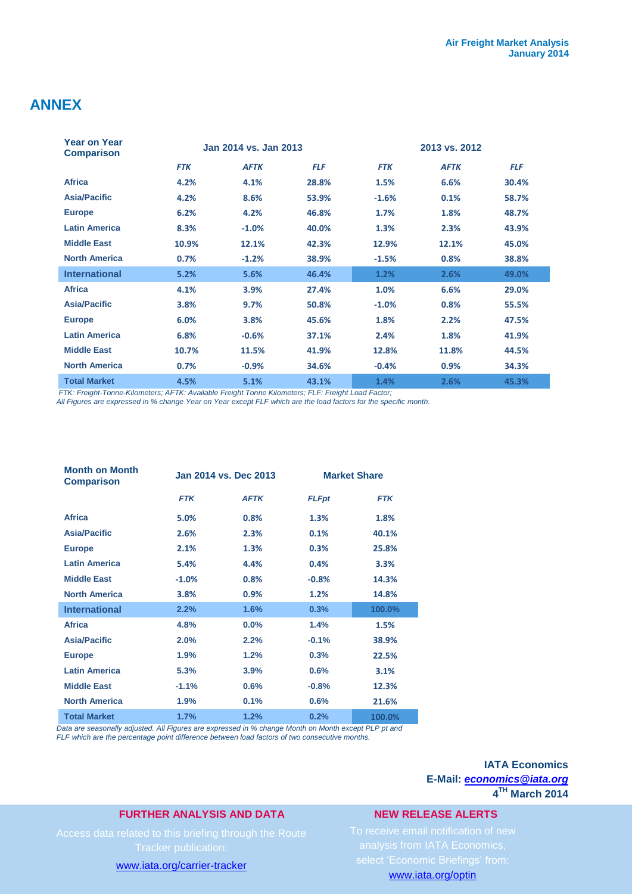## ANNEX

| Year on Year Comparison | Jan 2014 vs. Jan 2013 | | | 2013 vs. 2012 | | |
|---|---|---|---|---|---|---|
| | *FTK* | *AFTK* | *FLF* | *FTK* | *AFTK* | *FLF* |
| **Africa** | 4.2% | 4.1% | 28.8% | 1.5% | 6.6% | 30.4% |
| **Asia/Pacific** | 4.2% | 8.6% | 53.9% | -1.6% | 0.1% | 58.7% |
| **Europe** | 6.2% | 4.2% | 46.8% | 1.7% | 1.8% | 48.7% |
| **Latin America** | 8.3% | -1.0% | 40.0% | 1.3% | 2.3% | 43.9% |
| **Middle East** | 10.9% | 12.1% | 42.3% | 12.9% | 12.1% | 45.0% |
| **North America** | 0.7% | -1.2% | 38.9% | -1.5% | 0.8% | 38.8% |
| **International** | 5.2% | 5.6% | 46.4% | 1.2% | 2.6% | 49.0% |
| **Africa** | 4.1% | 3.9% | 27.4% | 1.0% | 6.6% | 29.0% |
| **Asia/Pacific** | 3.8% | 9.7% | 50.8% | -1.0% | 0.8% | 55.5% |
| **Europe** | 6.0% | 3.8% | 45.6% | 1.8% | 2.2% | 47.5% |
| **Latin America** | 6.8% | -0.6% | 37.1% | 2.4% | 1.8% | 41.9% |
| **Middle East** | 10.7% | 11.5% | 41.9% | 12.8% | 11.8% | 44.5% |
| **North America** | 0.7% | -0.9% | 34.6% | -0.4% | 0.9% | 34.3% |
| **Total Market** | 4.5% | 5.1% | 43.1% | 1.4% | 2.6% | 45.3% |

*FTK: Freight-Tonne-Kilometers; AFTK: Available Freight Tonne Kilometers; FLF: Freight Load Factor;*
*All Figures are expressed in % change Year on Year except FLF which are the load factors for the specific month.*

| Month on Month Comparison | Jan 2014 vs. Dec 2013 | | | Market Share |
|---|---|---|---|---|
| | *FTK* | *AFTK* | *FLFpt* | *FTK* |
| **Africa** | 5.0% | 0.8% | 1.3% | 1.8% |
| **Asia/Pacific** | 2.6% | 2.3% | 0.1% | 40.1% |
| **Europe** | 2.1% | 1.3% | 0.3% | 25.8% |
| **Latin America** | 5.4% | 4.4% | 0.4% | 3.3% |
| **Middle East** | -1.0% | 0.8% | -0.8% | 14.3% |
| **North America** | 3.8% | 0.9% | 1.2% | 14.8% |
| **International** | 2.2% | 1.6% | 0.3% | 100.0% |
| **Africa** | 4.8% | 0.0% | 1.4% | 1.5% |
| **Asia/Pacific** | 2.0% | 2.2% | -0.1% | 38.9% |
| **Europe** | 1.9% | 1.2% | 0.3% | 22.5% |
| **Latin America** | 5.3% | 3.9% | 0.6% | 3.1% |
| **Middle East** | -1.1% | 0.6% | -0.8% | 12.3% |
| **North America** | 1.9% | 0.1% | 0.6% | 21.6% |
| **Total Market** | 1.7% | 1.2% | 0.2% | 100.0% |

*Data are seasonally adjusted. All Figures are expressed in % change Month on Month except PLP pt and FLF which are the percentage point difference between load factors of two consecutive months.*

**IATA Economics**
**E-Mail: *economics@iata.org***
**4TH March 2014**

**FURTHER ANALYSIS AND DATA**

Access data related to this briefing through the Route Tracker publication:

www.iata.org/carrier-tracker

**NEW RELEASE ALERTS**

To receive email notification of new analysis from IATA Economics, select 'Economic Briefings' from:

www.iata.org/optin